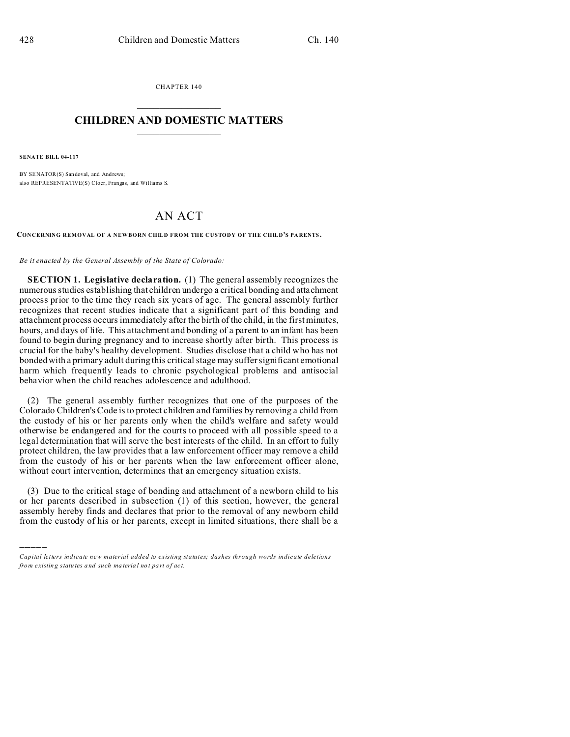CHAPTER 140

# CHILDREN AND DOMESTIC MATTERS

**SENATE BILL 04-117**

BY SENATOR(S) Sandoval, and Andrews;
also REPRESENTATIVE(S) Cloer, Frangas, and Williams S.

## AN ACT

**CONCERNING REMOVAL OF A NEWBORN CHILD FROM THE CUSTODY OF THE CHILD'S PARENTS.**

*Be it enacted by the General Assembly of the State of Colorado:*

**SECTION 1. Legislative declaration.** (1) The general assembly recognizes the numerous studies establishing that children undergo a critical bonding and attachment process prior to the time they reach six years of age. The general assembly further recognizes that recent studies indicate that a significant part of this bonding and attachment process occurs immediately after the birth of the child, in the first minutes, hours, and days of life. This attachment and bonding of a parent to an infant has been found to begin during pregnancy and to increase shortly after birth. This process is crucial for the baby's healthy development. Studies disclose that a child who has not bonded with a primary adult during this critical stage may suffer significant emotional harm which frequently leads to chronic psychological problems and antisocial behavior when the child reaches adolescence and adulthood.

(2) The general assembly further recognizes that one of the purposes of the Colorado Children's Code is to protect children and families by removing a child from the custody of his or her parents only when the child's welfare and safety would otherwise be endangered and for the courts to proceed with all possible speed to a legal determination that will serve the best interests of the child. In an effort to fully protect children, the law provides that a law enforcement officer may remove a child from the custody of his or her parents when the law enforcement officer alone, without court intervention, determines that an emergency situation exists.

(3) Due to the critical stage of bonding and attachment of a newborn child to his or her parents described in subsection (1) of this section, however, the general assembly hereby finds and declares that prior to the removal of any newborn child from the custody of his or her parents, except in limited situations, there shall be a

---

*Capital letters indicate new material added to existing statutes; dashes through words indicate deletions from existing statutes and such material not part of act.*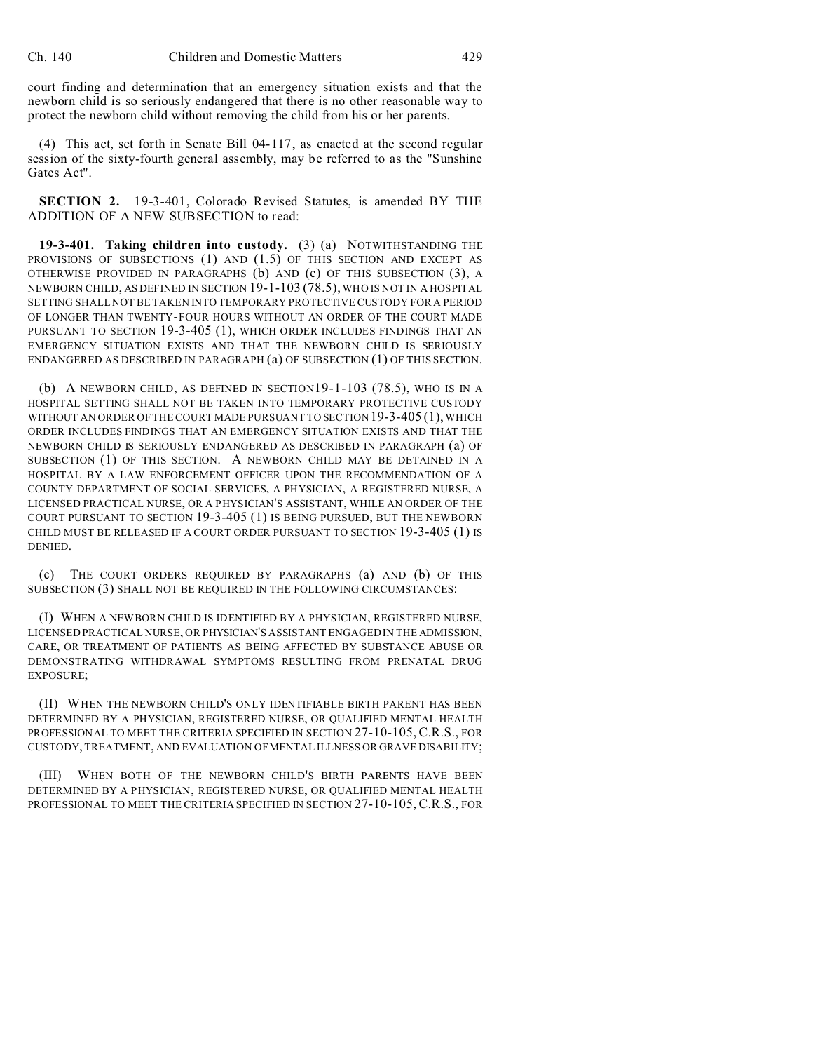court finding and determination that an emergency situation exists and that the newborn child is so seriously endangered that there is no other reasonable way to protect the newborn child without removing the child from his or her parents.

(4) This act, set forth in Senate Bill 04-117, as enacted at the second regular session of the sixty-fourth general assembly, may be referred to as the "Sunshine Gates Act".

**SECTION 2.** 19-3-401, Colorado Revised Statutes, is amended BY THE ADDITION OF A NEW SUBSECTION to read:

**19-3-401. Taking children into custody.** (3) (a) NOTWITHSTANDING THE PROVISIONS OF SUBSECTIONS (1) AND (1.5) OF THIS SECTION AND EXCEPT AS OTHERWISE PROVIDED IN PARAGRAPHS (b) AND (c) OF THIS SUBSECTION (3), A NEWBORN CHILD, AS DEFINED IN SECTION 19-1-103 (78.5), WHO IS NOT IN A HOSPITAL SETTING SHALL NOT BE TAKEN INTO TEMPORARY PROTECTIVE CUSTODY FOR A PERIOD OF LONGER THAN TWENTY-FOUR HOURS WITHOUT AN ORDER OF THE COURT MADE PURSUANT TO SECTION 19-3-405 (1), WHICH ORDER INCLUDES FINDINGS THAT AN EMERGENCY SITUATION EXISTS AND THAT THE NEWBORN CHILD IS SERIOUSLY ENDANGERED AS DESCRIBED IN PARAGRAPH (a) OF SUBSECTION (1) OF THIS SECTION.

(b) A NEWBORN CHILD, AS DEFINED IN SECTION19-1-103 (78.5), WHO IS IN A HOSPITAL SETTING SHALL NOT BE TAKEN INTO TEMPORARY PROTECTIVE CUSTODY WITHOUT AN ORDER OF THE COURT MADE PURSUANT TO SECTION 19-3-405 (1), WHICH ORDER INCLUDES FINDINGS THAT AN EMERGENCY SITUATION EXISTS AND THAT THE NEWBORN CHILD IS SERIOUSLY ENDANGERED AS DESCRIBED IN PARAGRAPH (a) OF SUBSECTION (1) OF THIS SECTION. A NEWBORN CHILD MAY BE DETAINED IN A HOSPITAL BY A LAW ENFORCEMENT OFFICER UPON THE RECOMMENDATION OF A COUNTY DEPARTMENT OF SOCIAL SERVICES, A PHYSICIAN, A REGISTERED NURSE, A LICENSED PRACTICAL NURSE, OR A PHYSICIAN'S ASSISTANT, WHILE AN ORDER OF THE COURT PURSUANT TO SECTION 19-3-405 (1) IS BEING PURSUED, BUT THE NEWBORN CHILD MUST BE RELEASED IF A COURT ORDER PURSUANT TO SECTION 19-3-405 (1) IS DENIED.

(c) THE COURT ORDERS REQUIRED BY PARAGRAPHS (a) AND (b) OF THIS SUBSECTION (3) SHALL NOT BE REQUIRED IN THE FOLLOWING CIRCUMSTANCES:

(I) WHEN A NEWBORN CHILD IS IDENTIFIED BY A PHYSICIAN, REGISTERED NURSE, LICENSED PRACTICAL NURSE, OR PHYSICIAN'S ASSISTANT ENGAGED IN THE ADMISSION, CARE, OR TREATMENT OF PATIENTS AS BEING AFFECTED BY SUBSTANCE ABUSE OR DEMONSTRATING WITHDRAWAL SYMPTOMS RESULTING FROM PRENATAL DRUG EXPOSURE;

(II) WHEN THE NEWBORN CHILD'S ONLY IDENTIFIABLE BIRTH PARENT HAS BEEN DETERMINED BY A PHYSICIAN, REGISTERED NURSE, OR QUALIFIED MENTAL HEALTH PROFESSIONAL TO MEET THE CRITERIA SPECIFIED IN SECTION 27-10-105, C.R.S., FOR CUSTODY, TREATMENT, AND EVALUATION OF MENTAL ILLNESS OR GRAVE DISABILITY;

(III) WHEN BOTH OF THE NEWBORN CHILD'S BIRTH PARENTS HAVE BEEN DETERMINED BY A PHYSICIAN, REGISTERED NURSE, OR QUALIFIED MENTAL HEALTH PROFESSIONAL TO MEET THE CRITERIA SPECIFIED IN SECTION 27-10-105, C.R.S., FOR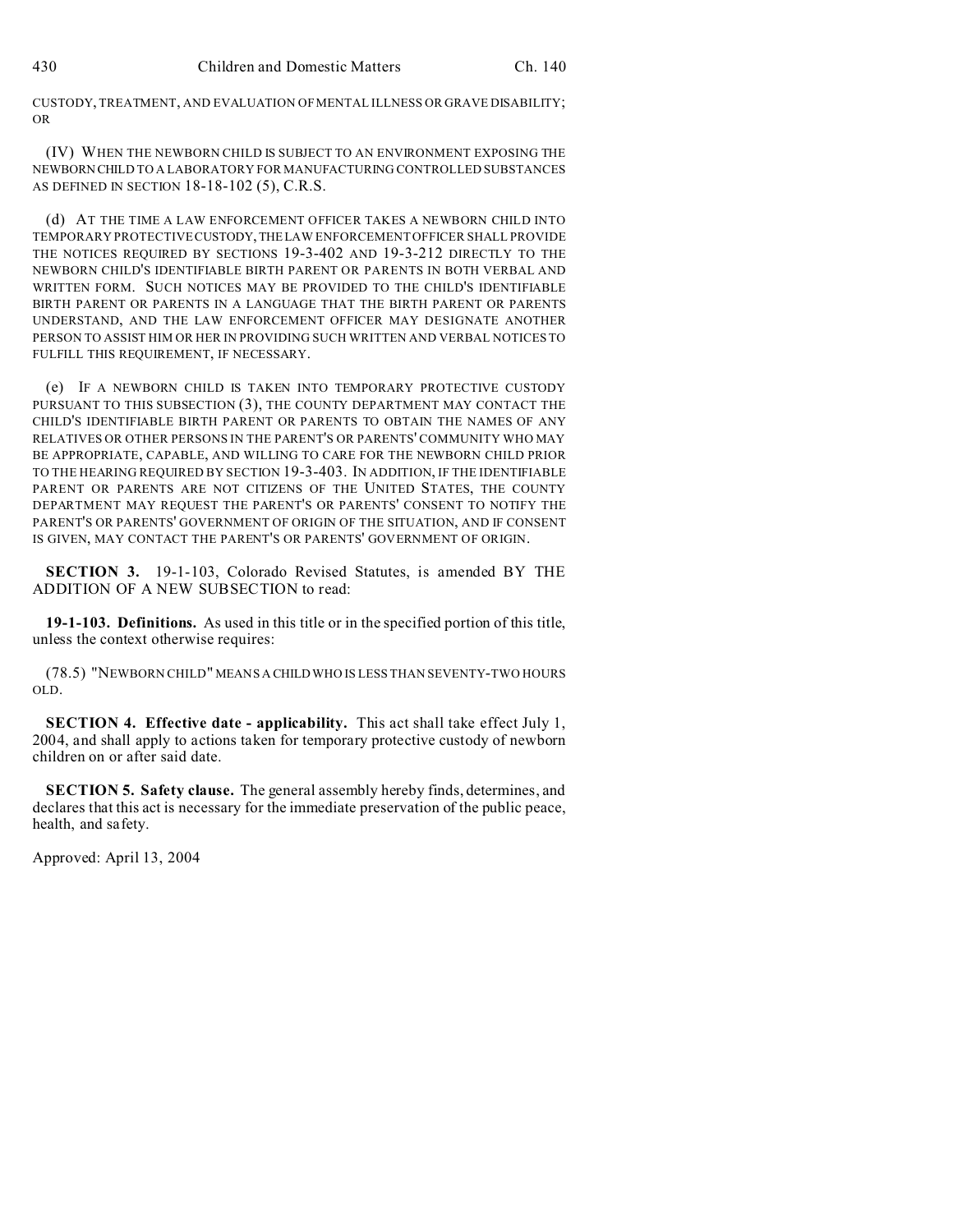CUSTODY, TREATMENT, AND EVALUATION OF MENTAL ILLNESS OR GRAVE DISABILITY; OR

(IV) WHEN THE NEWBORN CHILD IS SUBJECT TO AN ENVIRONMENT EXPOSING THE NEWBORN CHILD TO A LABORATORY FOR MANUFACTURING CONTROLLED SUBSTANCES AS DEFINED IN SECTION 18-18-102 (5), C.R.S.

(d) AT THE TIME A LAW ENFORCEMENT OFFICER TAKES A NEWBORN CHILD INTO TEMPORARY PROTECTIVE CUSTODY, THE LAW ENFORCEMENT OFFICER SHALL PROVIDE THE NOTICES REQUIRED BY SECTIONS 19-3-402 AND 19-3-212 DIRECTLY TO THE NEWBORN CHILD'S IDENTIFIABLE BIRTH PARENT OR PARENTS IN BOTH VERBAL AND WRITTEN FORM. SUCH NOTICES MAY BE PROVIDED TO THE CHILD'S IDENTIFIABLE BIRTH PARENT OR PARENTS IN A LANGUAGE THAT THE BIRTH PARENT OR PARENTS UNDERSTAND, AND THE LAW ENFORCEMENT OFFICER MAY DESIGNATE ANOTHER PERSON TO ASSIST HIM OR HER IN PROVIDING SUCH WRITTEN AND VERBAL NOTICES TO FULFILL THIS REQUIREMENT, IF NECESSARY.

(e) IF A NEWBORN CHILD IS TAKEN INTO TEMPORARY PROTECTIVE CUSTODY PURSUANT TO THIS SUBSECTION (3), THE COUNTY DEPARTMENT MAY CONTACT THE CHILD'S IDENTIFIABLE BIRTH PARENT OR PARENTS TO OBTAIN THE NAMES OF ANY RELATIVES OR OTHER PERSONS IN THE PARENT'S OR PARENTS' COMMUNITY WHO MAY BE APPROPRIATE, CAPABLE, AND WILLING TO CARE FOR THE NEWBORN CHILD PRIOR TO THE HEARING REQUIRED BY SECTION 19-3-403. IN ADDITION, IF THE IDENTIFIABLE PARENT OR PARENTS ARE NOT CITIZENS OF THE UNITED STATES, THE COUNTY DEPARTMENT MAY REQUEST THE PARENT'S OR PARENTS' CONSENT TO NOTIFY THE PARENT'S OR PARENTS' GOVERNMENT OF ORIGIN OF THE SITUATION, AND IF CONSENT IS GIVEN, MAY CONTACT THE PARENT'S OR PARENTS' GOVERNMENT OF ORIGIN.

**SECTION 3.** 19-1-103, Colorado Revised Statutes, is amended BY THE ADDITION OF A NEW SUBSECTION to read:

**19-1-103. Definitions.** As used in this title or in the specified portion of this title, unless the context otherwise requires:

(78.5) "NEWBORN CHILD" MEANS A CHILD WHO IS LESS THAN SEVENTY-TWO HOURS OLD.

**SECTION 4. Effective date - applicability.** This act shall take effect July 1, 2004, and shall apply to actions taken for temporary protective custody of newborn children on or after said date.

**SECTION 5. Safety clause.** The general assembly hereby finds, determines, and declares that this act is necessary for the immediate preservation of the public peace, health, and safety.

Approved: April 13, 2004